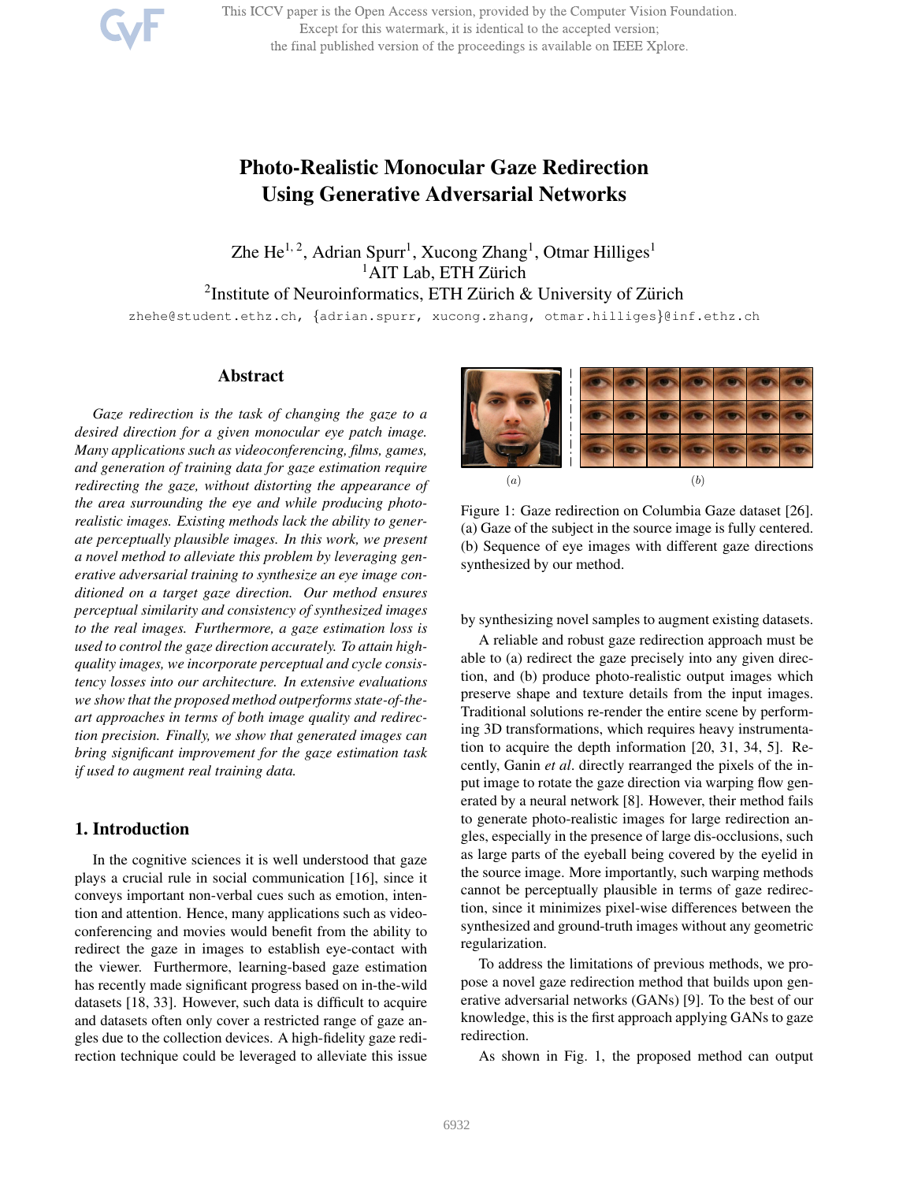# Photo-Realistic Monocular Gaze Redirection Using Generative Adversarial Networks

Zhe He[1,2], Adrian Spurr[1], Xucong Zhang[1], Otmar Hilliges[1]

[1]AIT Lab, ETH Zürich

[2]Institute of Neuroinformatics, ETH Zürich & University of Zürich

zhehe@student.ethz.ch, {adrian.spurr, xucong.zhang, otmar.hilliges}@inf.ethz.ch

## Abstract

*Gaze redirection is the task of changing the gaze to a desired direction for a given monocular eye patch image. Many applications such as videoconferencing, films, games, and generation of training data for gaze estimation require redirecting the gaze, without distorting the appearance of the area surrounding the eye and while producing photo-realistic images. Existing methods lack the ability to generate perceptually plausible images. In this work, we present a novel method to alleviate this problem by leveraging generative adversarial training to synthesize an eye image conditioned on a target gaze direction. Our method ensures perceptual similarity and consistency of synthesized images to the real images. Furthermore, a gaze estimation loss is used to control the gaze direction accurately. To attain high-quality images, we incorporate perceptual and cycle consistency losses into our architecture. In extensive evaluations we show that the proposed method outperforms state-of-the-art approaches in terms of both image quality and redirection precision. Finally, we show that generated images can bring significant improvement for the gaze estimation task if used to augment real training data.*

## 1. Introduction

In the cognitive sciences it is well understood that gaze plays a crucial rule in social communication [16], since it conveys important non-verbal cues such as emotion, intention and attention. Hence, many applications such as videoconferencing and movies would benefit from the ability to redirect the gaze in images to establish eye-contact with the viewer. Furthermore, learning-based gaze estimation has recently made significant progress based on in-the-wild datasets [18, 33]. However, such data is difficult to acquire and datasets often only cover a restricted range of gaze angles due to the collection devices. A high-fidelity gaze redirection technique could be leveraged to alleviate this issue by synthesizing novel samples to augment existing datasets.

Figure 1: Gaze redirection on Columbia Gaze dataset [26]. (a) Gaze of the subject in the source image is fully centered. (b) Sequence of eye images with different gaze directions synthesized by our method.

A reliable and robust gaze redirection approach must be able to (a) redirect the gaze precisely into any given direction, and (b) produce photo-realistic output images which preserve shape and texture details from the input images. Traditional solutions re-render the entire scene by performing 3D transformations, which requires heavy instrumentation to acquire the depth information [20, 31, 34, 5]. Recently, Ganin *et al*. directly rearranged the pixels of the input image to rotate the gaze direction via warping flow generated by a neural network [8]. However, their method fails to generate photo-realistic images for large redirection angles, especially in the presence of large dis-occlusions, such as large parts of the eyeball being covered by the eyelid in the source image. More importantly, such warping methods cannot be perceptually plausible in terms of gaze redirection, since it minimizes pixel-wise differences between the synthesized and ground-truth images without any geometric regularization.

To address the limitations of previous methods, we propose a novel gaze redirection method that builds upon generative adversarial networks (GANs) [9]. To the best of our knowledge, this is the first approach applying GANs to gaze redirection.

As shown in Fig. 1, the proposed method can output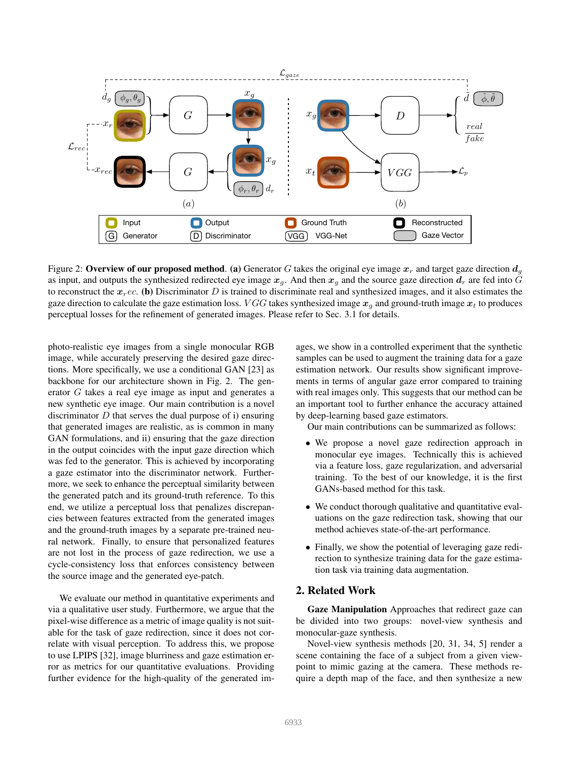Figure 2: **Overview of our proposed method**. **(a)** Generator $G$ takes the original eye image $\boldsymbol{x}_r$ and target gaze direction $\boldsymbol{d}_g$ as input, and outputs the synthesized redirected eye image $\boldsymbol{x}_g$. And then $\boldsymbol{x}_g$ and the source gaze direction $\boldsymbol{d}_r$ are fed into $G$ to reconstruct the $\boldsymbol{x}_r ec$. **(b)** Discriminator $D$ is trained to discriminate real and synthesized images, and it also estimates the gaze direction to calculate the gaze estimation loss. $VGG$ takes synthesized image $\boldsymbol{x}_g$ and ground-truth image $\boldsymbol{x}_t$ to produces perceptual losses for the refinement of generated images. Please refer to Sec. 3.1 for details.

photo-realistic eye images from a single monocular RGB image, while accurately preserving the desired gaze directions. More specifically, we use a conditional GAN [23] as backbone for our architecture shown in Fig. 2. The generator $G$ takes a real eye image as input and generates a new synthetic eye image. Our main contribution is a novel discriminator $D$ that serves the dual purpose of i) ensuring that generated images are realistic, as is common in many GAN formulations, and ii) ensuring that the gaze direction in the output coincides with the input gaze direction which was fed to the generator. This is achieved by incorporating a gaze estimator into the discriminator network. Furthermore, we seek to enhance the perceptual similarity between the generated patch and its ground-truth reference. To this end, we utilize a perceptual loss that penalizes discrepancies between features extracted from the generated images and the ground-truth images by a separate pre-trained neural network. Finally, to ensure that personalized features are not lost in the process of gaze redirection, we use a cycle-consistency loss that enforces consistency between the source image and the generated eye-patch.

We evaluate our method in quantitative experiments and via a qualitative user study. Furthermore, we argue that the pixel-wise difference as a metric of image quality is not suitable for the task of gaze redirection, since it does not correlate with visual perception. To address this, we propose to use LPIPS [32], image blurriness and gaze estimation error as metrics for our quantitative evaluations. Providing further evidence for the high-quality of the generated images, we show in a controlled experiment that the synthetic samples can be used to augment the training data for a gaze estimation network. Our results show significant improvements in terms of angular gaze error compared to training with real images only. This suggests that our method can be an important tool to further enhance the accuracy attained by deep-learning based gaze estimators.

Our main contributions can be summarized as follows:

- We propose a novel gaze redirection approach in monocular eye images. Technically this is achieved via a feature loss, gaze regularization, and adversarial training. To the best of our knowledge, it is the first GANs-based method for this task.
- We conduct thorough qualitative and quantitative evaluations on the gaze redirection task, showing that our method achieves state-of-the-art performance.
- Finally, we show the potential of leveraging gaze redirection to synthesize training data for the gaze estimation task via training data augmentation.

## 2. Related Work

**Gaze Manipulation** Approaches that redirect gaze can be divided into two groups: novel-view synthesis and monocular-gaze synthesis.

Novel-view synthesis methods [20, 31, 34, 5] render a scene containing the face of a subject from a given viewpoint to mimic gazing at the camera. These methods require a depth map of the face, and then synthesize a new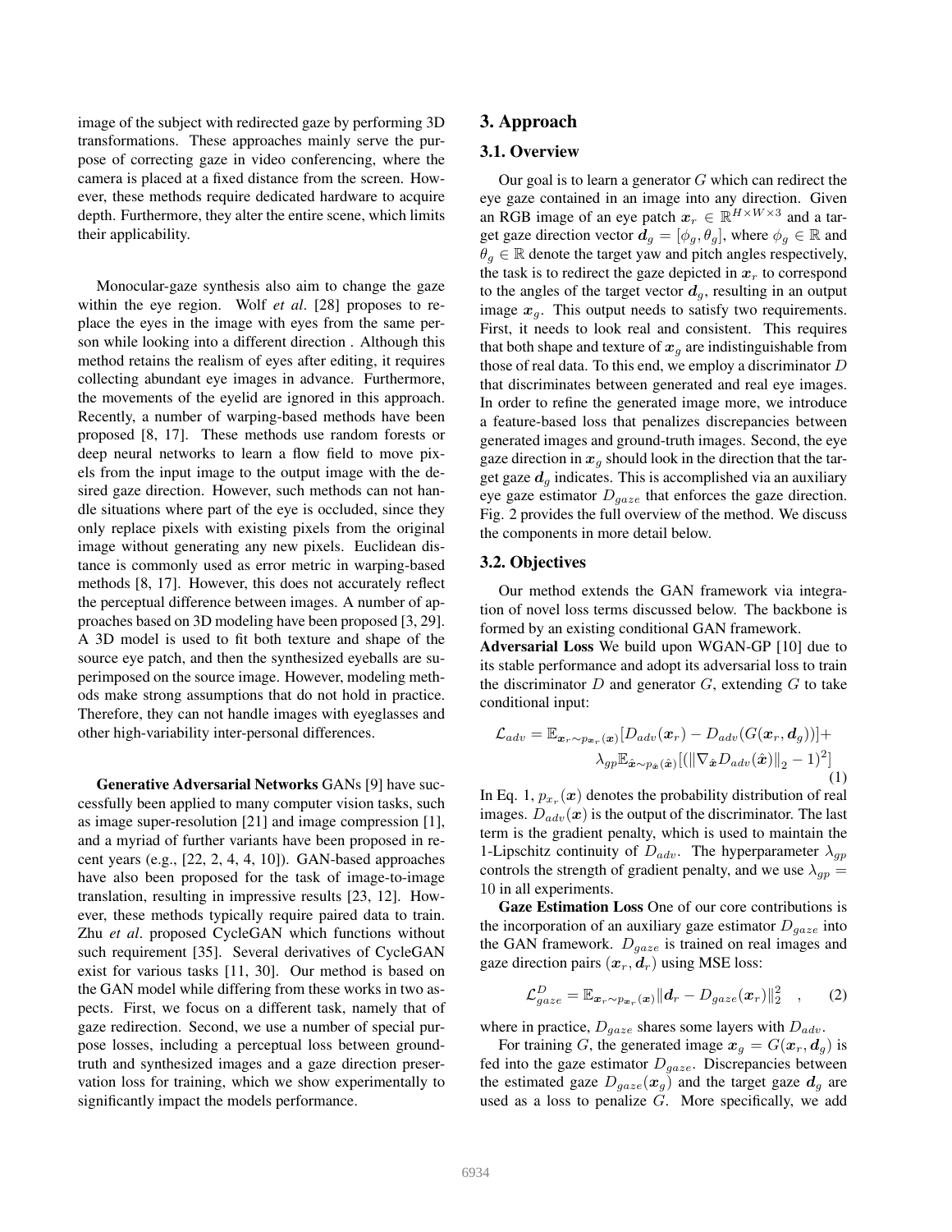image of the subject with redirected gaze by performing 3D transformations. These approaches mainly serve the purpose of correcting gaze in video conferencing, where the camera is placed at a fixed distance from the screen. However, these methods require dedicated hardware to acquire depth. Furthermore, they alter the entire scene, which limits their applicability.

Monocular-gaze synthesis also aim to change the gaze within the eye region. Wolf *et al*. [28] proposes to replace the eyes in the image with eyes from the same person while looking into a different direction . Although this method retains the realism of eyes after editing, it requires collecting abundant eye images in advance. Furthermore, the movements of the eyelid are ignored in this approach. Recently, a number of warping-based methods have been proposed [8, 17]. These methods use random forests or deep neural networks to learn a flow field to move pixels from the input image to the output image with the desired gaze direction. However, such methods can not handle situations where part of the eye is occluded, since they only replace pixels with existing pixels from the original image without generating any new pixels. Euclidean distance is commonly used as error metric in warping-based methods [8, 17]. However, this does not accurately reflect the perceptual difference between images. A number of approaches based on 3D modeling have been proposed [3, 29]. A 3D model is used to fit both texture and shape of the source eye patch, and then the synthesized eyeballs are superimposed on the source image. However, modeling methods make strong assumptions that do not hold in practice. Therefore, they can not handle images with eyeglasses and other high-variability inter-personal differences.

**Generative Adversarial Networks** GANs [9] have successfully been applied to many computer vision tasks, such as image super-resolution [21] and image compression [1], and a myriad of further variants have been proposed in recent years (e.g., [22, 2, 4, 4, 10]). GAN-based approaches have also been proposed for the task of image-to-image translation, resulting in impressive results [23, 12]. However, these methods typically require paired data to train. Zhu *et al*. proposed CycleGAN which functions without such requirement [35]. Several derivatives of CycleGAN exist for various tasks [11, 30]. Our method is based on the GAN model while differing from these works in two aspects. First, we focus on a different task, namely that of gaze redirection. Second, we use a number of special purpose losses, including a perceptual loss between groundtruth and synthesized images and a gaze direction preservation loss for training, which we show experimentally to significantly impact the models performance.

## 3. Approach

### 3.1. Overview

Our goal is to learn a generator $G$ which can redirect the eye gaze contained in an image into any direction. Given an RGB image of an eye patch $\boldsymbol{x}_r \in \mathbb{R}^{H\times W\times 3}$ and a target gaze direction vector $\boldsymbol{d}_g = [\phi_g, \theta_g]$, where $\phi_g \in \mathbb{R}$ and $\theta_g \in \mathbb{R}$ denote the target yaw and pitch angles respectively, the task is to redirect the gaze depicted in $\boldsymbol{x}_r$ to correspond to the angles of the target vector $\boldsymbol{d}_g$, resulting in an output image $\boldsymbol{x}_g$. This output needs to satisfy two requirements. First, it needs to look real and consistent. This requires that both shape and texture of $\boldsymbol{x}_g$ are indistinguishable from those of real data. To this end, we employ a discriminator $D$ that discriminates between generated and real eye images. In order to refine the generated image more, we introduce a feature-based loss that penalizes discrepancies between generated images and ground-truth images. Second, the eye gaze direction in $\boldsymbol{x}_g$ should look in the direction that the target gaze $\boldsymbol{d}_g$ indicates. This is accomplished via an auxiliary eye gaze estimator $D_{gaze}$ that enforces the gaze direction. Fig. 2 provides the full overview of the method. We discuss the components in more detail below.

### 3.2. Objectives

Our method extends the GAN framework via integration of novel loss terms discussed below. The backbone is formed by an existing conditional GAN framework.

**Adversarial Loss** We build upon WGAN-GP [10] due to its stable performance and adopt its adversarial loss to train the discriminator $D$ and generator $G$, extending $G$ to take conditional input:

$$\mathcal{L}_{adv} = \mathbb{E}_{\boldsymbol{x}_r\sim p_{\boldsymbol{x}_r}(\boldsymbol{x})}[D_{adv}(\boldsymbol{x}_r) - D_{adv}(G(\boldsymbol{x}_r, \boldsymbol{d}_g))] + \lambda_{gp}\mathbb{E}_{\hat{\boldsymbol{x}}\sim p_{\hat{\boldsymbol{x}}}(\hat{\boldsymbol{x}})}[(\|\nabla_{\hat{\boldsymbol{x}}} D_{adv}(\hat{\boldsymbol{x}})\|_2 - 1)^2] \tag{1}$$

In Eq. 1, $p_{x_r}(\boldsymbol{x})$ denotes the probability distribution of real images. $D_{adv}(\boldsymbol{x})$ is the output of the discriminator. The last term is the gradient penalty, which is used to maintain the 1-Lipschitz continuity of $D_{adv}$. The hyperparameter $\lambda_{gp}$ controls the strength of gradient penalty, and we use $\lambda_{gp} = 10$ in all experiments.

**Gaze Estimation Loss** One of our core contributions is the incorporation of an auxiliary gaze estimator $D_{gaze}$ into the GAN framework. $D_{gaze}$ is trained on real images and gaze direction pairs $(\boldsymbol{x}_r, \boldsymbol{d}_r)$ using MSE loss:

$$\mathcal{L}^{D}_{gaze} = \mathbb{E}_{\boldsymbol{x}_r\sim p_{\boldsymbol{x}_r}(\boldsymbol{x})}\|\boldsymbol{d}_r - D_{gaze}(\boldsymbol{x}_r)\|^2_2 \quad , \tag{2}$$

where in practice, $D_{gaze}$ shares some layers with $D_{adv}$.

For training $G$, the generated image $\boldsymbol{x}_g = G(\boldsymbol{x}_r, \boldsymbol{d}_g)$ is fed into the gaze estimator $D_{gaze}$. Discrepancies between the estimated gaze $D_{gaze}(\boldsymbol{x}_g)$ and the target gaze $\boldsymbol{d}_g$ are used as a loss to penalize $G$. More specifically, we add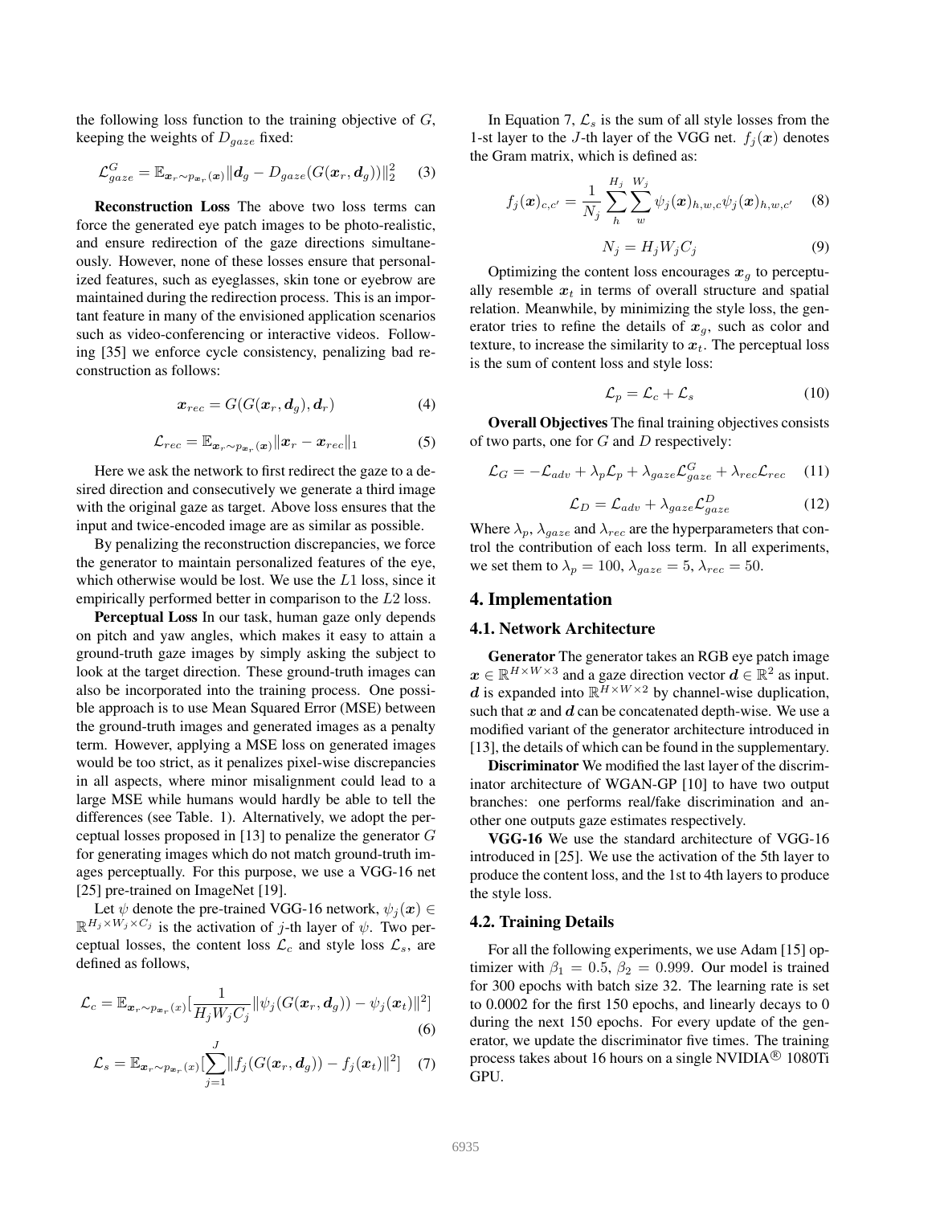the following loss function to the training objective of $G$, keeping the weights of $D_{gaze}$ fixed:

$$\mathcal{L}_{gaze}^{G} = \mathbb{E}_{\boldsymbol{x}_r \sim p_{\boldsymbol{x}_r}(\boldsymbol{x})} \|\boldsymbol{d}_g - D_{gaze}(G(\boldsymbol{x}_r, \boldsymbol{d}_g))\|_2^2 \tag{3}$$

**Reconstruction Loss** The above two loss terms can force the generated eye patch images to be photo-realistic, and ensure redirection of the gaze directions simultaneously. However, none of these losses ensure that personalized features, such as eyeglasses, skin tone or eyebrow are maintained during the redirection process. This is an important feature in many of the envisioned application scenarios such as video-conferencing or interactive videos. Following [35] we enforce cycle consistency, penalizing bad reconstruction as follows:

$$\boldsymbol{x}_{rec} = G(G(\boldsymbol{x}_r, \boldsymbol{d}_g), \boldsymbol{d}_r) \tag{4}$$

$$\mathcal{L}_{rec} = \mathbb{E}_{\boldsymbol{x}_r \sim p_{\boldsymbol{x}_r}(\boldsymbol{x})} \|\boldsymbol{x}_r - \boldsymbol{x}_{rec}\|_1 \tag{5}$$

Here we ask the network to first redirect the gaze to a desired direction and consecutively we generate a third image with the original gaze as target. Above loss ensures that the input and twice-encoded image are as similar as possible.

By penalizing the reconstruction discrepancies, we force the generator to maintain personalized features of the eye, which otherwise would be lost. We use the $L1$ loss, since it empirically performed better in comparison to the $L2$ loss.

**Perceptual Loss** In our task, human gaze only depends on pitch and yaw angles, which makes it easy to attain a ground-truth gaze images by simply asking the subject to look at the target direction. These ground-truth images can also be incorporated into the training process. One possible approach is to use Mean Squared Error (MSE) between the ground-truth images and generated images as a penalty term. However, applying a MSE loss on generated images would be too strict, as it penalizes pixel-wise discrepancies in all aspects, where minor misalignment could lead to a large MSE while humans would hardly be able to tell the differences (see Table. 1). Alternatively, we adopt the perceptual losses proposed in [13] to penalize the generator $G$ for generating images which do not match ground-truth images perceptually. For this purpose, we use a VGG-16 net [25] pre-trained on ImageNet [19].

Let $\psi$ denote the pre-trained VGG-16 network, $\psi_j(\boldsymbol{x}) \in \mathbb{R}^{H_j \times W_j \times C_j}$ is the activation of $j$-th layer of $\psi$. Two perceptual losses, the content loss $\mathcal{L}_c$ and style loss $\mathcal{L}_s$, are defined as follows,

$$\mathcal{L}_c = \mathbb{E}_{\boldsymbol{x}_r \sim p_{\boldsymbol{x}_r}(x)} [\frac{1}{H_j W_j C_j} \|\psi_j(G(\boldsymbol{x}_r, \boldsymbol{d}_g)) - \psi_j(\boldsymbol{x}_t)\|^2] \tag{6}$$

$$\mathcal{L}_s = \mathbb{E}_{\boldsymbol{x}_r \sim p_{\boldsymbol{x}_r}(x)} [\sum_{j=1}^{J} \|f_j(G(\boldsymbol{x}_r, \boldsymbol{d}_g)) - f_j(\boldsymbol{x}_t)\|^2] \tag{7}$$

In Equation 7, $\mathcal{L}_s$ is the sum of all style losses from the 1-st layer to the $J$-th layer of the VGG net. $f_j(\boldsymbol{x})$ denotes the Gram matrix, which is defined as:

$$f_j(\boldsymbol{x})_{c,c'} = \frac{1}{N_j} \sum_{h}^{H_j} \sum_{w}^{W_j} \psi_j(\boldsymbol{x})_{h,w,c} \psi_j(\boldsymbol{x})_{h,w,c'} \tag{8}$$

$$N_j = H_j W_j C_j \tag{9}$$

Optimizing the content loss encourages $\boldsymbol{x}_g$ to perceptually resemble $\boldsymbol{x}_t$ in terms of overall structure and spatial relation. Meanwhile, by minimizing the style loss, the generator tries to refine the details of $\boldsymbol{x}_g$, such as color and texture, to increase the similarity to $\boldsymbol{x}_t$. The perceptual loss is the sum of content loss and style loss:

$$\mathcal{L}_p = \mathcal{L}_c + \mathcal{L}_s \tag{10}$$

**Overall Objectives** The final training objectives consists of two parts, one for $G$ and $D$ respectively:

$$\mathcal{L}_G = -\mathcal{L}_{adv} + \lambda_p \mathcal{L}_p + \lambda_{gaze} \mathcal{L}_{gaze}^{G} + \lambda_{rec} \mathcal{L}_{rec} \tag{11}$$

$$\mathcal{L}_D = \mathcal{L}_{adv} + \lambda_{gaze} \mathcal{L}_{gaze}^{D} \tag{12}$$

Where $\lambda_p$, $\lambda_{gaze}$ and $\lambda_{rec}$ are the hyperparameters that control the contribution of each loss term. In all experiments, we set them to $\lambda_p = 100$, $\lambda_{gaze} = 5$, $\lambda_{rec} = 50$.

# 4. Implementation

## 4.1. Network Architecture

**Generator** The generator takes an RGB eye patch image $\boldsymbol{x} \in \mathbb{R}^{H \times W \times 3}$ and a gaze direction vector $\boldsymbol{d} \in \mathbb{R}^2$ as input. $\boldsymbol{d}$ is expanded into $\mathbb{R}^{H \times W \times 2}$ by channel-wise duplication, such that $\boldsymbol{x}$ and $\boldsymbol{d}$ can be concatenated depth-wise. We use a modified variant of the generator architecture introduced in [13], the details of which can be found in the supplementary.

**Discriminator** We modified the last layer of the discriminator architecture of WGAN-GP [10] to have two output branches: one performs real/fake discrimination and another one outputs gaze estimates respectively.

**VGG-16** We use the standard architecture of VGG-16 introduced in [25]. We use the activation of the 5th layer to produce the content loss, and the 1st to 4th layers to produce the style loss.

## 4.2. Training Details

For all the following experiments, we use Adam [15] optimizer with $\beta_1 = 0.5$, $\beta_2 = 0.999$. Our model is trained for 300 epochs with batch size 32. The learning rate is set to 0.0002 for the first 150 epochs, and linearly decays to 0 during the next 150 epochs. For every update of the generator, we update the discriminator five times. The training process takes about 16 hours on a single NVIDIA® 1080Ti GPU.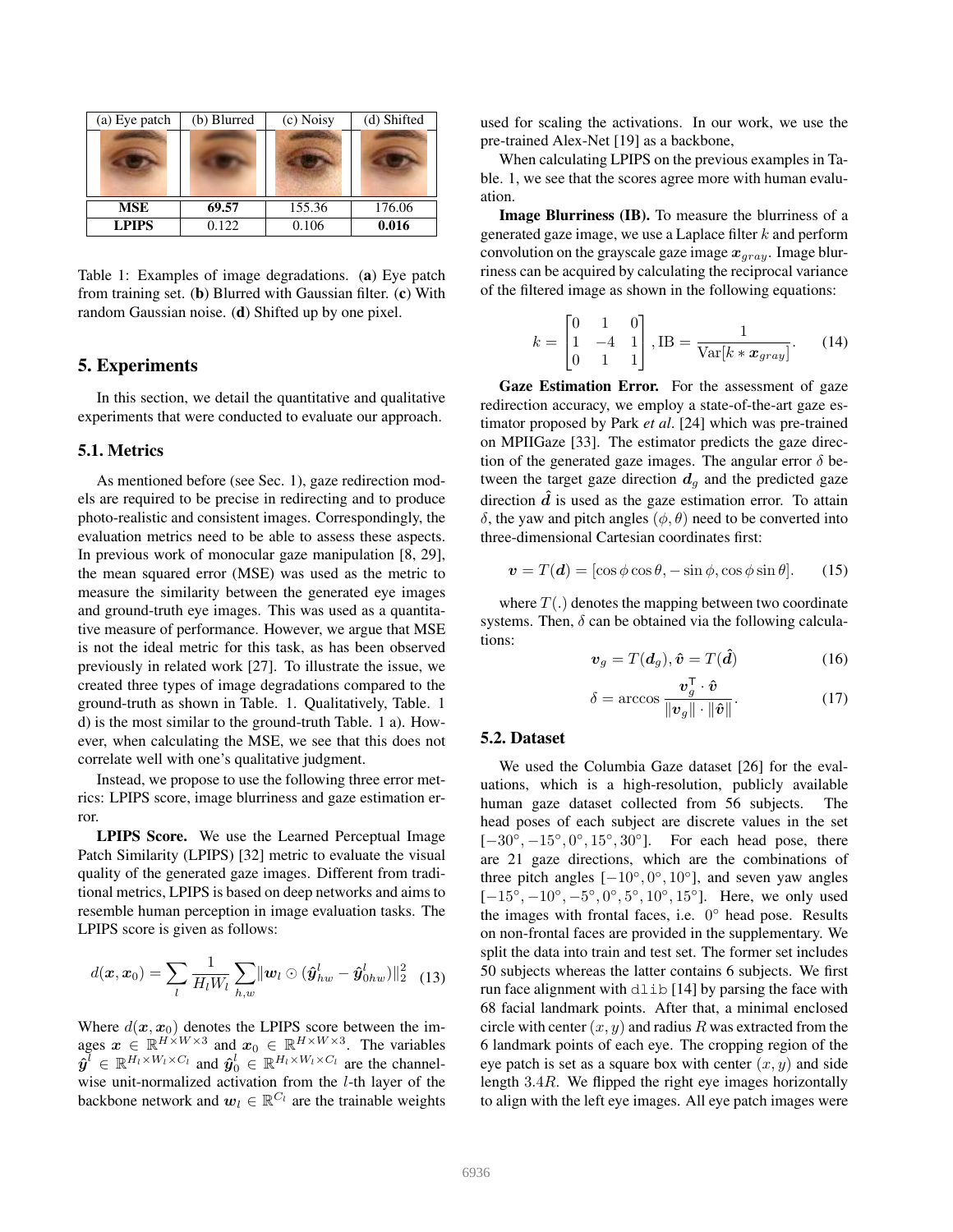| (a) Eye patch | (b) Blurred | (c) Noisy | (d) Shifted |
|---|---|---|---|
| | | | |
| **MSE** | **69.57** | 155.36 | 176.06 |
| **LPIPS** | 0.122 | 0.106 | **0.016** |

Table 1: Examples of image degradations. (**a**) Eye patch from training set. (**b**) Blurred with Gaussian filter. (**c**) With random Gaussian noise. (**d**) Shifted up by one pixel.

## 5. Experiments

In this section, we detail the quantitative and qualitative experiments that were conducted to evaluate our approach.

### 5.1. Metrics

As mentioned before (see Sec. 1), gaze redirection models are required to be precise in redirecting and to produce photo-realistic and consistent images. Correspondingly, the evaluation metrics need to be able to assess these aspects. In previous work of monocular gaze manipulation [8, 29], the mean squared error (MSE) was used as the metric to measure the similarity between the generated eye images and ground-truth eye images. This was used as a quantitative measure of performance. However, we argue that MSE is not the ideal metric for this task, as has been observed previously in related work [27]. To illustrate the issue, we created three types of image degradations compared to the ground-truth as shown in Table. 1. Qualitatively, Table. 1 d) is the most similar to the ground-truth Table. 1 a). However, when calculating the MSE, we see that this does not correlate well with one's qualitative judgment.

Instead, we propose to use the following three error metrics: LPIPS score, image blurriness and gaze estimation error.

**LPIPS Score.** We use the Learned Perceptual Image Patch Similarity (LPIPS) [32] metric to evaluate the visual quality of the generated gaze images. Different from traditional metrics, LPIPS is based on deep networks and aims to resemble human perception in image evaluation tasks. The LPIPS score is given as follows:

$$d(\boldsymbol{x}, \boldsymbol{x}_0) = \sum_l \frac{1}{H_l W_l} \sum_{h,w} \|\boldsymbol{w}_l \odot (\hat{\boldsymbol{y}}^l_{hw} - \hat{\boldsymbol{y}}^l_{0hw})\|_2^2 \quad (13)$$

Where $d(\boldsymbol{x}, \boldsymbol{x}_0)$ denotes the LPIPS score between the images $\boldsymbol{x} \in \mathbb{R}^{H \times W \times 3}$ and $\boldsymbol{x}_0 \in \mathbb{R}^{H \times W \times 3}$. The variables $\hat{\boldsymbol{y}}^l \in \mathbb{R}^{H_l \times W_l \times C_l}$ and $\hat{\boldsymbol{y}}^l_0 \in \mathbb{R}^{H_l \times W_l \times C_l}$ are the channel-wise unit-normalized activation from the $l$-th layer of the backbone network and $\boldsymbol{w}_l \in \mathbb{R}^{C_l}$ are the trainable weights used for scaling the activations. In our work, we use the pre-trained Alex-Net [19] as a backbone,

When calculating LPIPS on the previous examples in Table. 1, we see that the scores agree more with human evaluation.

**Image Blurriness (IB).** To measure the blurriness of a generated gaze image, we use a Laplace filter $k$ and perform convolution on the grayscale gaze image $\boldsymbol{x}_{gray}$. Image blurriness can be acquired by calculating the reciprocal variance of the filtered image as shown in the following equations:

$$k = \begin{bmatrix} 0 & 1 & 0 \\ 1 & -4 & 1 \\ 0 & 1 & 1 \end{bmatrix}, \text{IB} = \frac{1}{\text{Var}[k * \boldsymbol{x}_{gray}]}. \quad (14)$$

**Gaze Estimation Error.** For the assessment of gaze redirection accuracy, we employ a state-of-the-art gaze estimator proposed by Park *et al*. [24] which was pre-trained on MPIIGaze [33]. The estimator predicts the gaze direction of the generated gaze images. The angular error $\delta$ between the target gaze direction $\boldsymbol{d}_g$ and the predicted gaze direction $\hat{\boldsymbol{d}}$ is used as the gaze estimation error. To attain $\delta$, the yaw and pitch angles $(\phi, \theta)$ need to be converted into three-dimensional Cartesian coordinates first:

$$\boldsymbol{v} = T(\boldsymbol{d}) = [\cos\phi\cos\theta, -\sin\phi, \cos\phi\sin\theta]. \quad (15)$$

where $T(.)$ denotes the mapping between two coordinate systems. Then, $\delta$ can be obtained via the following calculations:

$$\boldsymbol{v}_g = T(\boldsymbol{d}_g), \hat{\boldsymbol{v}} = T(\hat{\boldsymbol{d}}) \quad (16)$$

$$\delta = \arccos \frac{\boldsymbol{v}_g^{\mathsf{T}} \cdot \hat{\boldsymbol{v}}}{\|\boldsymbol{v}_g\| \cdot \|\hat{\boldsymbol{v}}\|}. \quad (17)$$

### 5.2. Dataset

We used the Columbia Gaze dataset [26] for the evaluations, which is a high-resolution, publicly available human gaze dataset collected from 56 subjects. The head poses of each subject are discrete values in the set $[-30°, -15°, 0°, 15°, 30°]$. For each head pose, there are 21 gaze directions, which are the combinations of three pitch angles $[-10°, 0°, 10°]$, and seven yaw angles $[-15°, -10°, -5°, 0°, 5°, 10°, 15°]$. Here, we only used the images with frontal faces, i.e. $0°$ head pose. Results on non-frontal faces are provided in the supplementary. We split the data into train and test set. The former set includes 50 subjects whereas the latter contains 6 subjects. We first run face alignment with `dlib` [14] by parsing the face with 68 facial landmark points. After that, a minimal enclosed circle with center $(x, y)$ and radius $R$ was extracted from the 6 landmark points of each eye. The cropping region of the eye patch is set as a square box with center $(x, y)$ and side length $3.4R$. We flipped the right eye images horizontally to align with the left eye images. All eye patch images were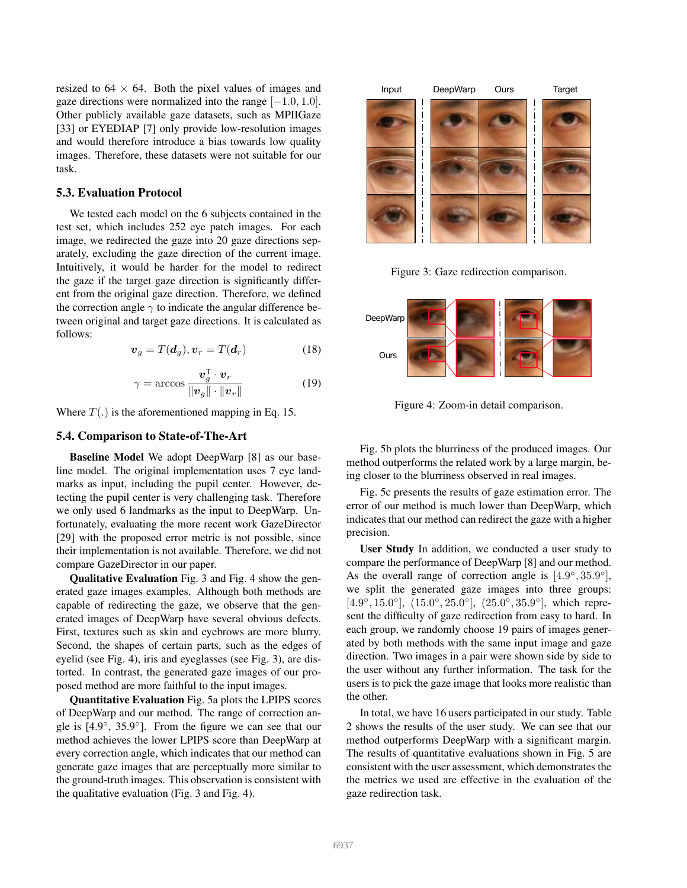resized to 64 × 64. Both the pixel values of images and gaze directions were normalized into the range $[-1.0, 1.0]$. Other publicly available gaze datasets, such as MPIIGaze [33] or EYEDIAP [7] only provide low-resolution images and would therefore introduce a bias towards low quality images. Therefore, these datasets were not suitable for our task.

### 5.3. Evaluation Protocol

We tested each model on the 6 subjects contained in the test set, which includes 252 eye patch images. For each image, we redirected the gaze into 20 gaze directions separately, excluding the gaze direction of the current image. Intuitively, it would be harder for the model to redirect the gaze if the target gaze direction is significantly different from the original gaze direction. Therefore, we defined the correction angle $\gamma$ to indicate the angular difference between original and target gaze directions. It is calculated as follows:

$$\boldsymbol{v}_g = T(\boldsymbol{d}_g), \boldsymbol{v}_r = T(\boldsymbol{d}_r) \tag{18}$$

$$\gamma = \arccos \frac{\boldsymbol{v}_g^{\mathsf{T}} \cdot \boldsymbol{v}_r}{\|\boldsymbol{v}_g\| \cdot \|\boldsymbol{v}_r\|} \tag{19}$$

Where $T(.)$ is the aforementioned mapping in Eq. 15.

### 5.4. Comparison to State-of-The-Art

**Baseline Model** We adopt DeepWarp [8] as our baseline model. The original implementation uses 7 eye landmarks as input, including the pupil center. However, detecting the pupil center is very challenging task. Therefore we only used 6 landmarks as the input to DeepWarp. Unfortunately, evaluating the more recent work GazeDirector [29] with the proposed error metric is not possible, since their implementation is not available. Therefore, we did not compare GazeDirector in our paper.

**Qualitative Evaluation** Fig. 3 and Fig. 4 show the generated gaze images examples. Although both methods are capable of redirecting the gaze, we observe that the generated images of DeepWarp have several obvious defects. First, textures such as skin and eyebrows are more blurry. Second, the shapes of certain parts, such as the edges of eyelid (see Fig. 4), iris and eyeglasses (see Fig. 3), are distorted. In contrast, the generated gaze images of our proposed method are more faithful to the input images.

**Quantitative Evaluation** Fig. 5a plots the LPIPS scores of DeepWarp and our method. The range of correction angle is [4.9°, 35.9°]. From the figure we can see that our method achieves the lower LPIPS score than DeepWarp at every correction angle, which indicates that our method can generate gaze images that are perceptually more similar to the ground-truth images. This observation is consistent with the qualitative evaluation (Fig. 3 and Fig. 4).

Figure 3: Gaze redirection comparison.

Figure 4: Zoom-in detail comparison.

Fig. 5b plots the blurriness of the produced images. Our method outperforms the related work by a large margin, being closer to the blurriness observed in real images.

Fig. 5c presents the results of gaze estimation error. The error of our method is much lower than DeepWarp, which indicates that our method can redirect the gaze with a higher precision.

**User Study** In addition, we conducted a user study to compare the performance of DeepWarp [8] and our method. As the overall range of correction angle is $[4.9°, 35.9°]$, we split the generated gaze images into three groups: $[4.9°, 15.0°]$, $(15.0°, 25.0°]$, $(25.0°, 35.9°]$, which represent the difficulty of gaze redirection from easy to hard. In each group, we randomly choose 19 pairs of images generated by both methods with the same input image and gaze direction. Two images in a pair were shown side by side to the user without any further information. The task for the users is to pick the gaze image that looks more realistic than the other.

In total, we have 16 users participated in our study. Table 2 shows the results of the user study. We can see that our method outperforms DeepWarp with a significant margin. The results of quantitative evaluations shown in Fig. 5 are consistent with the user assessment, which demonstrates the the metrics we used are effective in the evaluation of the gaze redirection task.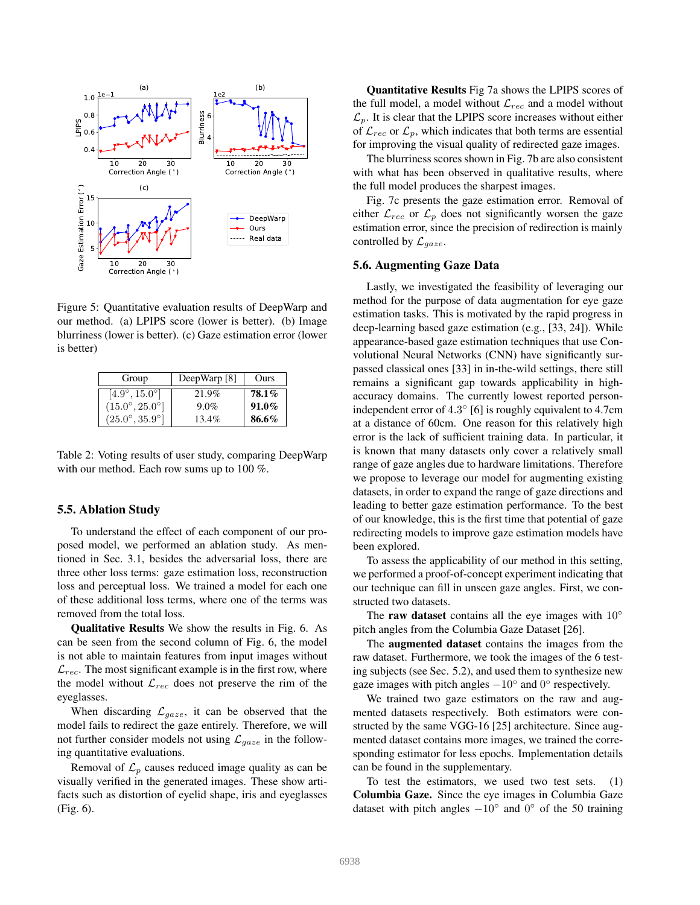Figure 5: Quantitative evaluation results of DeepWarp and our method. (a) LPIPS score (lower is better). (b) Image blurriness (lower is better). (c) Gaze estimation error (lower is better)

| Group | DeepWarp [8] | Ours |
|---|---|---|
| $[4.9°, 15.0°]$ | 21.9% | **78.1%** |
| $(15.0°, 25.0°]$ | 9.0% | **91.0%** |
| $(25.0°, 35.9°]$ | 13.4% | **86.6%** |

Table 2: Voting results of user study, comparing DeepWarp with our method. Each row sums up to 100 %.

### 5.5. Ablation Study

To understand the effect of each component of our proposed model, we performed an ablation study. As mentioned in Sec. 3.1, besides the adversarial loss, there are three other loss terms: gaze estimation loss, reconstruction loss and perceptual loss. We trained a model for each one of these additional loss terms, where one of the terms was removed from the total loss.

**Qualitative Results** We show the results in Fig. 6. As can be seen from the second column of Fig. 6, the model is not able to maintain features from input images without $\mathcal{L}_{rec}$. The most significant example is in the first row, where the model without $\mathcal{L}_{rec}$ does not preserve the rim of the eyeglasses.

When discarding $\mathcal{L}_{gaze}$, it can be observed that the model fails to redirect the gaze entirely. Therefore, we will not further consider models not using $\mathcal{L}_{gaze}$ in the following quantitative evaluations.

Removal of $\mathcal{L}_p$ causes reduced image quality as can be visually verified in the generated images. These show artifacts such as distortion of eyelid shape, iris and eyeglasses (Fig. 6).

**Quantitative Results** Fig 7a shows the LPIPS scores of the full model, a model without $\mathcal{L}_{rec}$ and a model without $\mathcal{L}_p$. It is clear that the LPIPS score increases without either of $\mathcal{L}_{rec}$ or $\mathcal{L}_p$, which indicates that both terms are essential for improving the visual quality of redirected gaze images.

The blurriness scores shown in Fig. 7b are also consistent with what has been observed in qualitative results, where the full model produces the sharpest images.

Fig. 7c presents the gaze estimation error. Removal of either $\mathcal{L}_{rec}$ or $\mathcal{L}_p$ does not significantly worsen the gaze estimation error, since the precision of redirection is mainly controlled by $\mathcal{L}_{gaze}$.

### 5.6. Augmenting Gaze Data

Lastly, we investigated the feasibility of leveraging our method for the purpose of data augmentation for eye gaze estimation tasks. This is motivated by the rapid progress in deep-learning based gaze estimation (e.g., [33, 24]). While appearance-based gaze estimation techniques that use Convolutional Neural Networks (CNN) have significantly surpassed classical ones [33] in in-the-wild settings, there still remains a significant gap towards applicability in high-accuracy domains. The currently lowest reported person-independent error of $4.3°$ [6] is roughly equivalent to 4.7cm at a distance of 60cm. One reason for this relatively high error is the lack of sufficient training data. In particular, it is known that many datasets only cover a relatively small range of gaze angles due to hardware limitations. Therefore we propose to leverage our model for augmenting existing datasets, in order to expand the range of gaze directions and leading to better gaze estimation performance. To the best of our knowledge, this is the first time that potential of gaze redirecting models to improve gaze estimation models have been explored.

To assess the applicability of our method in this setting, we performed a proof-of-concept experiment indicating that our technique can fill in unseen gaze angles. First, we constructed two datasets.

The **raw dataset** contains all the eye images with $10°$ pitch angles from the Columbia Gaze Dataset [26].

The **augmented dataset** contains the images from the raw dataset. Furthermore, we took the images of the 6 testing subjects (see Sec. 5.2), and used them to synthesize new gaze images with pitch angles $-10°$ and $0°$ respectively.

We trained two gaze estimators on the raw and augmented datasets respectively. Both estimators were constructed by the same VGG-16 [25] architecture. Since augmented dataset contains more images, we trained the corresponding estimator for less epochs. Implementation details can be found in the supplementary.

To test the estimators, we used two test sets. (1) **Columbia Gaze.** Since the eye images in Columbia Gaze dataset with pitch angles $-10°$ and $0°$ of the 50 training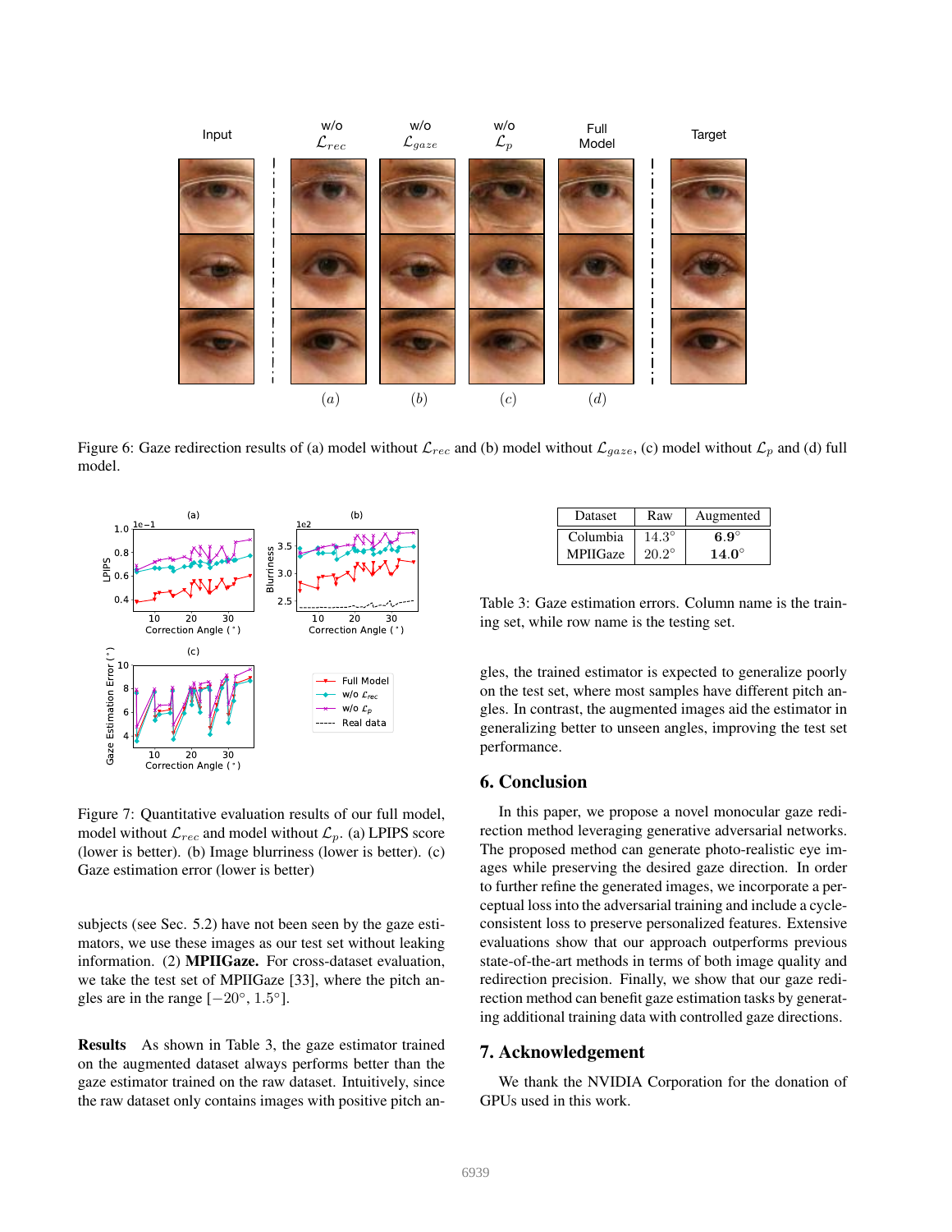Figure 6: Gaze redirection results of (a) model without $\mathcal{L}_{rec}$ and (b) model without $\mathcal{L}_{gaze}$, (c) model without $\mathcal{L}_p$ and (d) full model.

Figure 7: Quantitative evaluation results of our full model, model without $\mathcal{L}_{rec}$ and model without $\mathcal{L}_p$. (a) LPIPS score (lower is better). (b) Image blurriness (lower is better). (c) Gaze estimation error (lower is better)

subjects (see Sec. 5.2) have not been seen by the gaze estimators, we use these images as our test set without leaking information. (2) **MPIIGaze.** For cross-dataset evaluation, we take the test set of MPIIGaze [33], where the pitch angles are in the range $[-20°, 1.5°]$.

**Results** As shown in Table 3, the gaze estimator trained on the augmented dataset always performs better than the gaze estimator trained on the raw dataset. Intuitively, since the raw dataset only contains images with positive pitch angles, the trained estimator is expected to generalize poorly on the test set, where most samples have different pitch angles. In contrast, the augmented images aid the estimator in generalizing better to unseen angles, improving the test set performance.

| Dataset | Raw | Augmented |
|---|---|---|
| Columbia | $14.3°$ | $\mathbf{6.9°}$ |
| MPIIGaze | $20.2°$ | $\mathbf{14.0°}$ |

Table 3: Gaze estimation errors. Column name is the training set, while row name is the testing set.

## 6. Conclusion

In this paper, we propose a novel monocular gaze redirection method leveraging generative adversarial networks. The proposed method can generate photo-realistic eye images while preserving the desired gaze direction. In order to further refine the generated images, we incorporate a perceptual loss into the adversarial training and include a cycle-consistent loss to preserve personalized features. Extensive evaluations show that our approach outperforms previous state-of-the-art methods in terms of both image quality and redirection precision. Finally, we show that our gaze redirection method can benefit gaze estimation tasks by generating additional training data with controlled gaze directions.

## 7. Acknowledgement

We thank the NVIDIA Corporation for the donation of GPUs used in this work.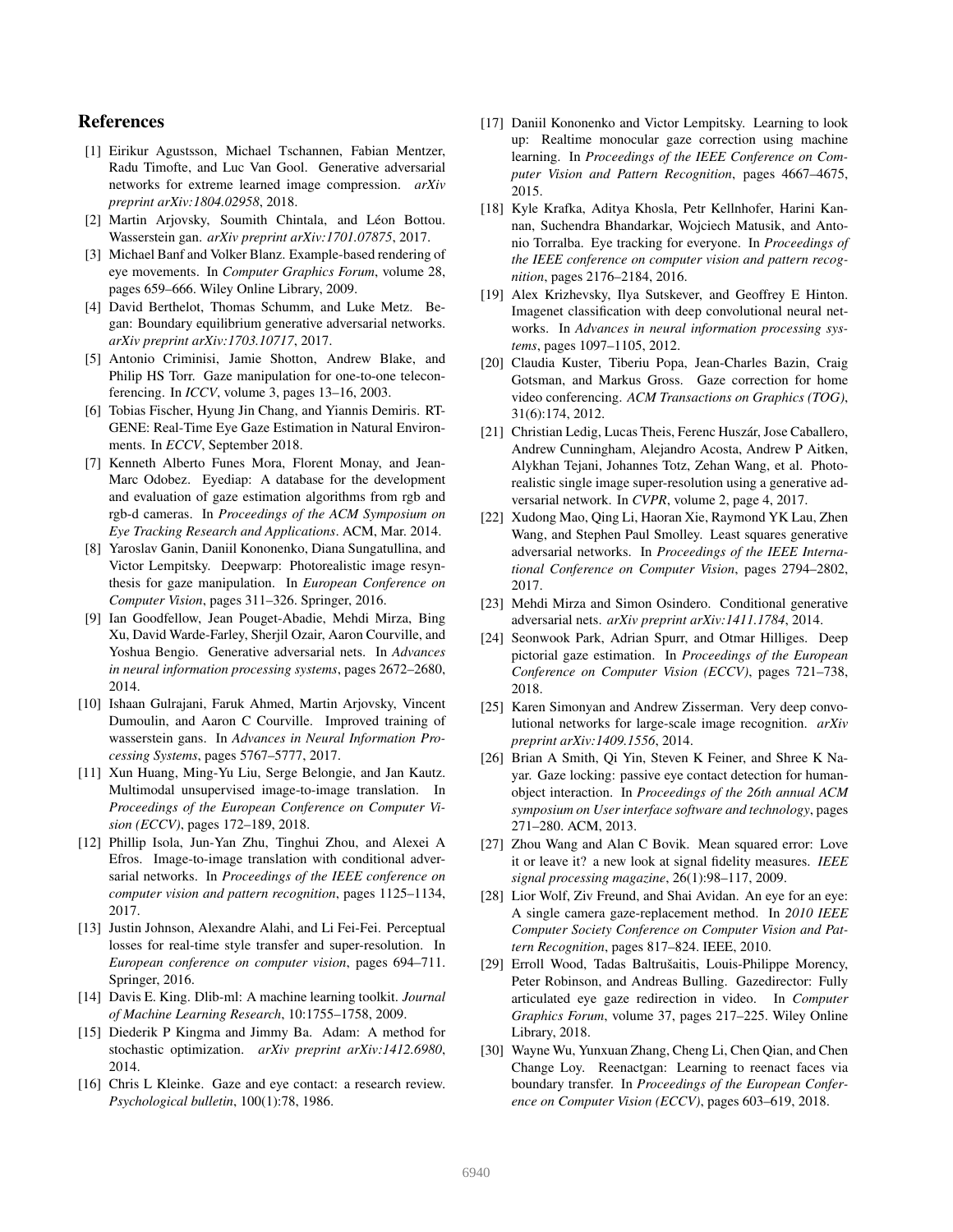## References

[1] Eirikur Agustsson, Michael Tschannen, Fabian Mentzer, Radu Timofte, and Luc Van Gool. Generative adversarial networks for extreme learned image compression. *arXiv preprint arXiv:1804.02958*, 2018.

[2] Martin Arjovsky, Soumith Chintala, and Léon Bottou. Wasserstein gan. *arXiv preprint arXiv:1701.07875*, 2017.

[3] Michael Banf and Volker Blanz. Example-based rendering of eye movements. In *Computer Graphics Forum*, volume 28, pages 659–666. Wiley Online Library, 2009.

[4] David Berthelot, Thomas Schumm, and Luke Metz. Began: Boundary equilibrium generative adversarial networks. *arXiv preprint arXiv:1703.10717*, 2017.

[5] Antonio Criminisi, Jamie Shotton, Andrew Blake, and Philip HS Torr. Gaze manipulation for one-to-one teleconferencing. In *ICCV*, volume 3, pages 13–16, 2003.

[6] Tobias Fischer, Hyung Jin Chang, and Yiannis Demiris. RT-GENE: Real-Time Eye Gaze Estimation in Natural Environments. In *ECCV*, September 2018.

[7] Kenneth Alberto Funes Mora, Florent Monay, and Jean-Marc Odobez. Eyediap: A database for the development and evaluation of gaze estimation algorithms from rgb and rgb-d cameras. In *Proceedings of the ACM Symposium on Eye Tracking Research and Applications*. ACM, Mar. 2014.

[8] Yaroslav Ganin, Daniil Kononenko, Diana Sungatullina, and Victor Lempitsky. Deepwarp: Photorealistic image resynthesis for gaze manipulation. In *European Conference on Computer Vision*, pages 311–326. Springer, 2016.

[9] Ian Goodfellow, Jean Pouget-Abadie, Mehdi Mirza, Bing Xu, David Warde-Farley, Sherjil Ozair, Aaron Courville, and Yoshua Bengio. Generative adversarial nets. In *Advances in neural information processing systems*, pages 2672–2680, 2014.

[10] Ishaan Gulrajani, Faruk Ahmed, Martin Arjovsky, Vincent Dumoulin, and Aaron C Courville. Improved training of wasserstein gans. In *Advances in Neural Information Processing Systems*, pages 5767–5777, 2017.

[11] Xun Huang, Ming-Yu Liu, Serge Belongie, and Jan Kautz. Multimodal unsupervised image-to-image translation. In *Proceedings of the European Conference on Computer Vision (ECCV)*, pages 172–189, 2018.

[12] Phillip Isola, Jun-Yan Zhu, Tinghui Zhou, and Alexei A Efros. Image-to-image translation with conditional adversarial networks. In *Proceedings of the IEEE conference on computer vision and pattern recognition*, pages 1125–1134, 2017.

[13] Justin Johnson, Alexandre Alahi, and Li Fei-Fei. Perceptual losses for real-time style transfer and super-resolution. In *European conference on computer vision*, pages 694–711. Springer, 2016.

[14] Davis E. King. Dlib-ml: A machine learning toolkit. *Journal of Machine Learning Research*, 10:1755–1758, 2009.

[15] Diederik P Kingma and Jimmy Ba. Adam: A method for stochastic optimization. *arXiv preprint arXiv:1412.6980*, 2014.

[16] Chris L Kleinke. Gaze and eye contact: a research review. *Psychological bulletin*, 100(1):78, 1986.

[17] Daniil Kononenko and Victor Lempitsky. Learning to look up: Realtime monocular gaze correction using machine learning. In *Proceedings of the IEEE Conference on Computer Vision and Pattern Recognition*, pages 4667–4675, 2015.

[18] Kyle Krafka, Aditya Khosla, Petr Kellnhofer, Harini Kannan, Suchendra Bhandarkar, Wojciech Matusik, and Antonio Torralba. Eye tracking for everyone. In *Proceedings of the IEEE conference on computer vision and pattern recognition*, pages 2176–2184, 2016.

[19] Alex Krizhevsky, Ilya Sutskever, and Geoffrey E Hinton. Imagenet classification with deep convolutional neural networks. In *Advances in neural information processing systems*, pages 1097–1105, 2012.

[20] Claudia Kuster, Tiberiu Popa, Jean-Charles Bazin, Craig Gotsman, and Markus Gross. Gaze correction for home video conferencing. *ACM Transactions on Graphics (TOG)*, 31(6):174, 2012.

[21] Christian Ledig, Lucas Theis, Ferenc Huszár, Jose Caballero, Andrew Cunningham, Alejandro Acosta, Andrew P Aitken, Alykhan Tejani, Johannes Totz, Zehan Wang, et al. Photo-realistic single image super-resolution using a generative adversarial network. In *CVPR*, volume 2, page 4, 2017.

[22] Xudong Mao, Qing Li, Haoran Xie, Raymond YK Lau, Zhen Wang, and Stephen Paul Smolley. Least squares generative adversarial networks. In *Proceedings of the IEEE International Conference on Computer Vision*, pages 2794–2802, 2017.

[23] Mehdi Mirza and Simon Osindero. Conditional generative adversarial nets. *arXiv preprint arXiv:1411.1784*, 2014.

[24] Seonwook Park, Adrian Spurr, and Otmar Hilliges. Deep pictorial gaze estimation. In *Proceedings of the European Conference on Computer Vision (ECCV)*, pages 721–738, 2018.

[25] Karen Simonyan and Andrew Zisserman. Very deep convolutional networks for large-scale image recognition. *arXiv preprint arXiv:1409.1556*, 2014.

[26] Brian A Smith, Qi Yin, Steven K Feiner, and Shree K Nayar. Gaze locking: passive eye contact detection for human-object interaction. In *Proceedings of the 26th annual ACM symposium on User interface software and technology*, pages 271–280. ACM, 2013.

[27] Zhou Wang and Alan C Bovik. Mean squared error: Love it or leave it? a new look at signal fidelity measures. *IEEE signal processing magazine*, 26(1):98–117, 2009.

[28] Lior Wolf, Ziv Freund, and Shai Avidan. An eye for an eye: A single camera gaze-replacement method. In *2010 IEEE Computer Society Conference on Computer Vision and Pattern Recognition*, pages 817–824. IEEE, 2010.

[29] Erroll Wood, Tadas Baltrušaitis, Louis-Philippe Morency, Peter Robinson, and Andreas Bulling. Gazedirector: Fully articulated eye gaze redirection in video. In *Computer Graphics Forum*, volume 37, pages 217–225. Wiley Online Library, 2018.

[30] Wayne Wu, Yunxuan Zhang, Cheng Li, Chen Qian, and Chen Change Loy. Reenactgan: Learning to reenact faces via boundary transfer. In *Proceedings of the European Conference on Computer Vision (ECCV)*, pages 603–619, 2018.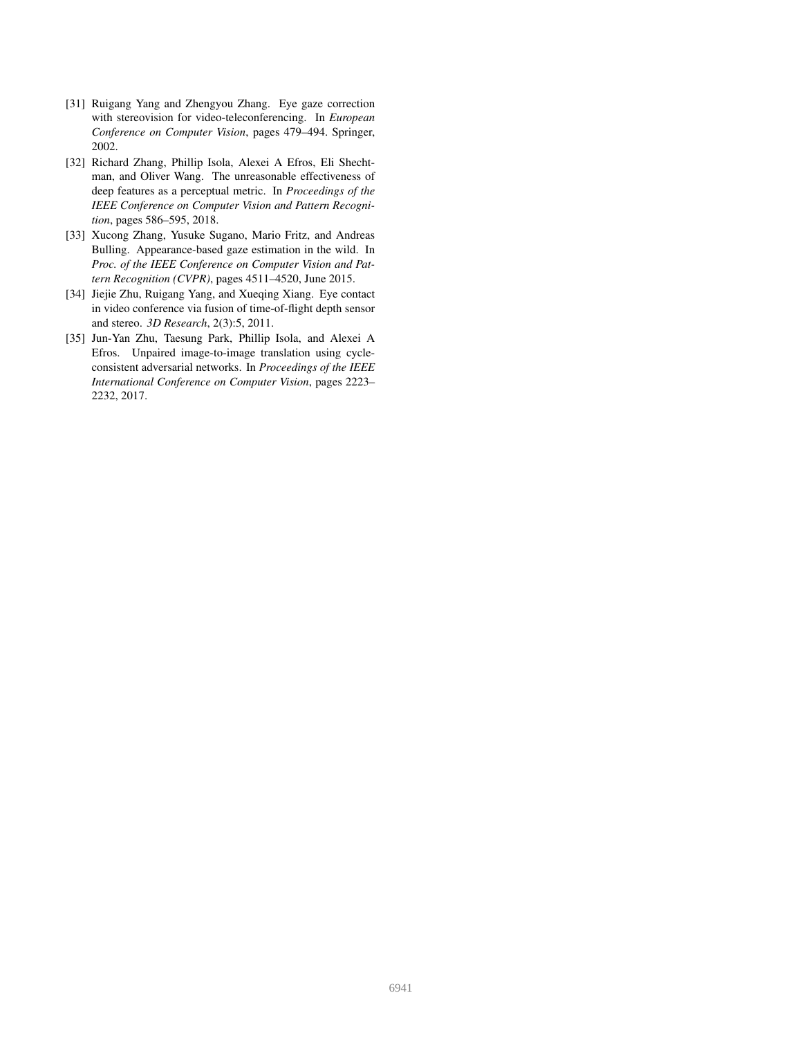- [31] Ruigang Yang and Zhengyou Zhang. Eye gaze correction with stereovision for video-teleconferencing. In *European Conference on Computer Vision*, pages 479–494. Springer, 2002.
- [32] Richard Zhang, Phillip Isola, Alexei A Efros, Eli Shechtman, and Oliver Wang. The unreasonable effectiveness of deep features as a perceptual metric. In *Proceedings of the IEEE Conference on Computer Vision and Pattern Recognition*, pages 586–595, 2018.
- [33] Xucong Zhang, Yusuke Sugano, Mario Fritz, and Andreas Bulling. Appearance-based gaze estimation in the wild. In *Proc. of the IEEE Conference on Computer Vision and Pattern Recognition (CVPR)*, pages 4511–4520, June 2015.
- [34] Jiejie Zhu, Ruigang Yang, and Xueqing Xiang. Eye contact in video conference via fusion of time-of-flight depth sensor and stereo. *3D Research*, 2(3):5, 2011.
- [35] Jun-Yan Zhu, Taesung Park, Phillip Isola, and Alexei A Efros. Unpaired image-to-image translation using cycle-consistent adversarial networks. In *Proceedings of the IEEE International Conference on Computer Vision*, pages 2223–2232, 2017.